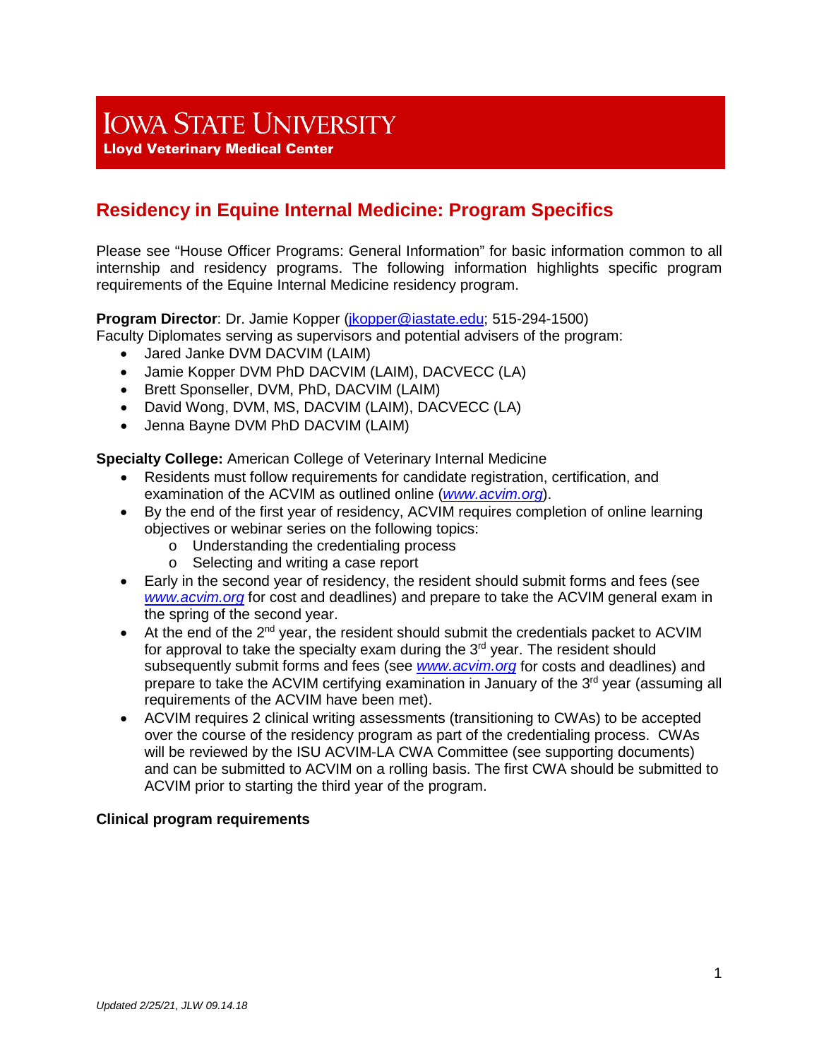# IOWA STATE UNIVERSITY

**Lloyd Veterinary Medical Center**

## Residency in Equine Internal Medicine: Program Specifics

Please see "House Officer Programs: General Information" for basic information common to all internship and residency programs. The following information highlights specific program requirements of the Equine Internal Medicine residency program.

**Program Director**: Dr. Jamie Kopper (jkopper@iastate.edu; 515-294-1500)
Faculty Diplomates serving as supervisors and potential advisers of the program:

- Jared Janke DVM DACVIM (LAIM)
- Jamie Kopper DVM PhD DACVIM (LAIM), DACVECC (LA)
- Brett Sponseller, DVM, PhD, DACVIM (LAIM)
- David Wong, DVM, MS, DACVIM (LAIM), DACVECC (LA)
- Jenna Bayne DVM PhD DACVIM (LAIM)

**Specialty College:** American College of Veterinary Internal Medicine

- Residents must follow requirements for candidate registration, certification, and examination of the ACVIM as outlined online (*www.acvim.org*).
- By the end of the first year of residency, ACVIM requires completion of online learning objectives or webinar series on the following topics:
  - Understanding the credentialing process
  - Selecting and writing a case report
- Early in the second year of residency, the resident should submit forms and fees (see *www.acvim.org* for cost and deadlines) and prepare to take the ACVIM general exam in the spring of the second year.
- At the end of the 2nd year, the resident should submit the credentials packet to ACVIM for approval to take the specialty exam during the 3rd year. The resident should subsequently submit forms and fees (see *www.acvim.org* for costs and deadlines) and prepare to take the ACVIM certifying examination in January of the 3rd year (assuming all requirements of the ACVIM have been met).
- ACVIM requires 2 clinical writing assessments (transitioning to CWAs) to be accepted over the course of the residency program as part of the credentialing process. CWAs will be reviewed by the ISU ACVIM-LA CWA Committee (see supporting documents) and can be submitted to ACVIM on a rolling basis. The first CWA should be submitted to ACVIM prior to starting the third year of the program.

**Clinical program requirements**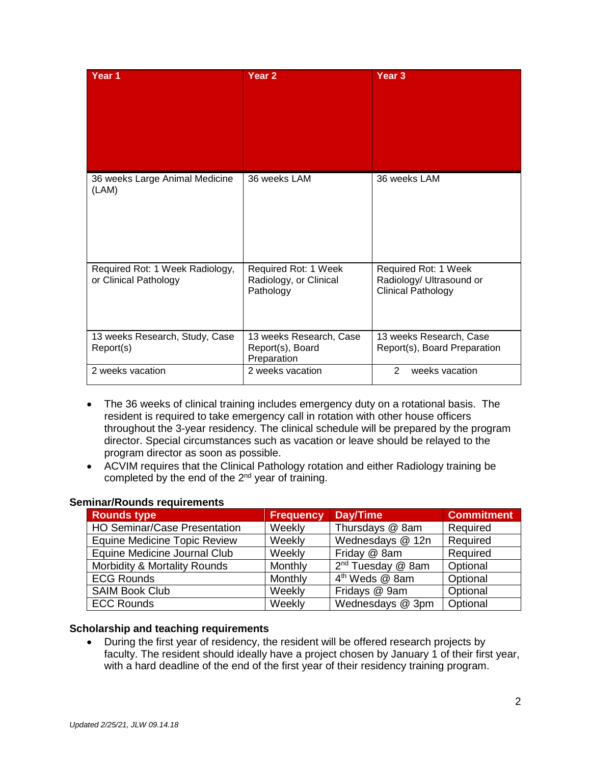| Year 1 | Year 2 | Year 3 |
| --- | --- | --- |
| 36 weeks Large Animal Medicine (LAM) | 36 weeks LAM | 36 weeks LAM |
| Required Rot: 1 Week Radiology, or Clinical Pathology | Required Rot: 1 Week Radiology, or Clinical Pathology | Required Rot: 1 Week Radiology/ Ultrasound or Clinical Pathology |
| 13 weeks Research, Study, Case Report(s) | 13 weeks Research, Case Report(s), Board Preparation | 13 weeks Research, Case Report(s), Board Preparation |
| 2 weeks vacation | 2 weeks vacation | 2 weeks vacation |

- The 36 weeks of clinical training includes emergency duty on a rotational basis. The resident is required to take emergency call in rotation with other house officers throughout the 3-year residency. The clinical schedule will be prepared by the program director. Special circumstances such as vacation or leave should be relayed to the program director as soon as possible.
- ACVIM requires that the Clinical Pathology rotation and either Radiology training be completed by the end of the 2nd year of training.

**Seminar/Rounds requirements**

| Rounds type | Frequency | Day/Time | Commitment |
| --- | --- | --- | --- |
| HO Seminar/Case Presentation | Weekly | Thursdays @ 8am | Required |
| Equine Medicine Topic Review | Weekly | Wednesdays @ 12n | Required |
| Equine Medicine Journal Club | Weekly | Friday @ 8am | Required |
| Morbidity & Mortality Rounds | Monthly | 2nd Tuesday @ 8am | Optional |
| ECG Rounds | Monthly | 4th Weds @ 8am | Optional |
| SAIM Book Club | Weekly | Fridays @ 9am | Optional |
| ECC Rounds | Weekly | Wednesdays @ 3pm | Optional |

**Scholarship and teaching requirements**

- During the first year of residency, the resident will be offered research projects by faculty. The resident should ideally have a project chosen by January 1 of their first year, with a hard deadline of the end of the first year of their residency training program.

*Updated 2/25/21, JLW 09.14.18*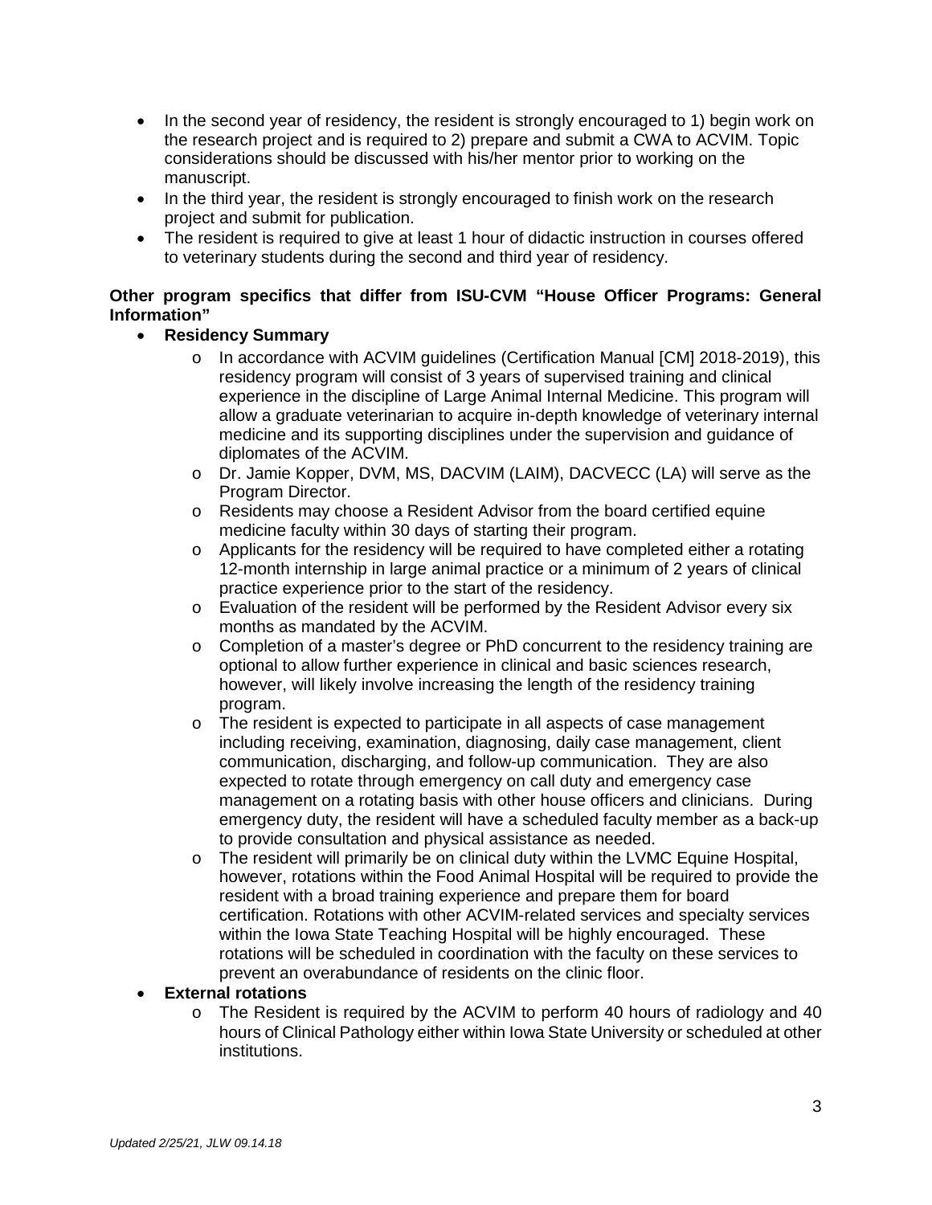- In the second year of residency, the resident is strongly encouraged to 1) begin work on the research project and is required to 2) prepare and submit a CWA to ACVIM. Topic considerations should be discussed with his/her mentor prior to working on the manuscript.
- In the third year, the resident is strongly encouraged to finish work on the research project and submit for publication.
- The resident is required to give at least 1 hour of didactic instruction in courses offered to veterinary students during the second and third year of residency.

**Other program specifics that differ from ISU-CVM "House Officer Programs: General Information"**

- **Residency Summary**
  - In accordance with ACVIM guidelines (Certification Manual [CM] 2018-2019), this residency program will consist of 3 years of supervised training and clinical experience in the discipline of Large Animal Internal Medicine. This program will allow a graduate veterinarian to acquire in-depth knowledge of veterinary internal medicine and its supporting disciplines under the supervision and guidance of diplomates of the ACVIM.
  - Dr. Jamie Kopper, DVM, MS, DACVIM (LAIM), DACVECC (LA) will serve as the Program Director.
  - Residents may choose a Resident Advisor from the board certified equine medicine faculty within 30 days of starting their program.
  - Applicants for the residency will be required to have completed either a rotating 12-month internship in large animal practice or a minimum of 2 years of clinical practice experience prior to the start of the residency.
  - Evaluation of the resident will be performed by the Resident Advisor every six months as mandated by the ACVIM.
  - Completion of a master's degree or PhD concurrent to the residency training are optional to allow further experience in clinical and basic sciences research, however, will likely involve increasing the length of the residency training program.
  - The resident is expected to participate in all aspects of case management including receiving, examination, diagnosing, daily case management, client communication, discharging, and follow-up communication. They are also expected to rotate through emergency on call duty and emergency case management on a rotating basis with other house officers and clinicians. During emergency duty, the resident will have a scheduled faculty member as a back-up to provide consultation and physical assistance as needed.
  - The resident will primarily be on clinical duty within the LVMC Equine Hospital, however, rotations within the Food Animal Hospital will be required to provide the resident with a broad training experience and prepare them for board certification. Rotations with other ACVIM-related services and specialty services within the Iowa State Teaching Hospital will be highly encouraged. These rotations will be scheduled in coordination with the faculty on these services to prevent an overabundance of residents on the clinic floor.
- **External rotations**
  - The Resident is required by the ACVIM to perform 40 hours of radiology and 40 hours of Clinical Pathology either within Iowa State University or scheduled at other institutions.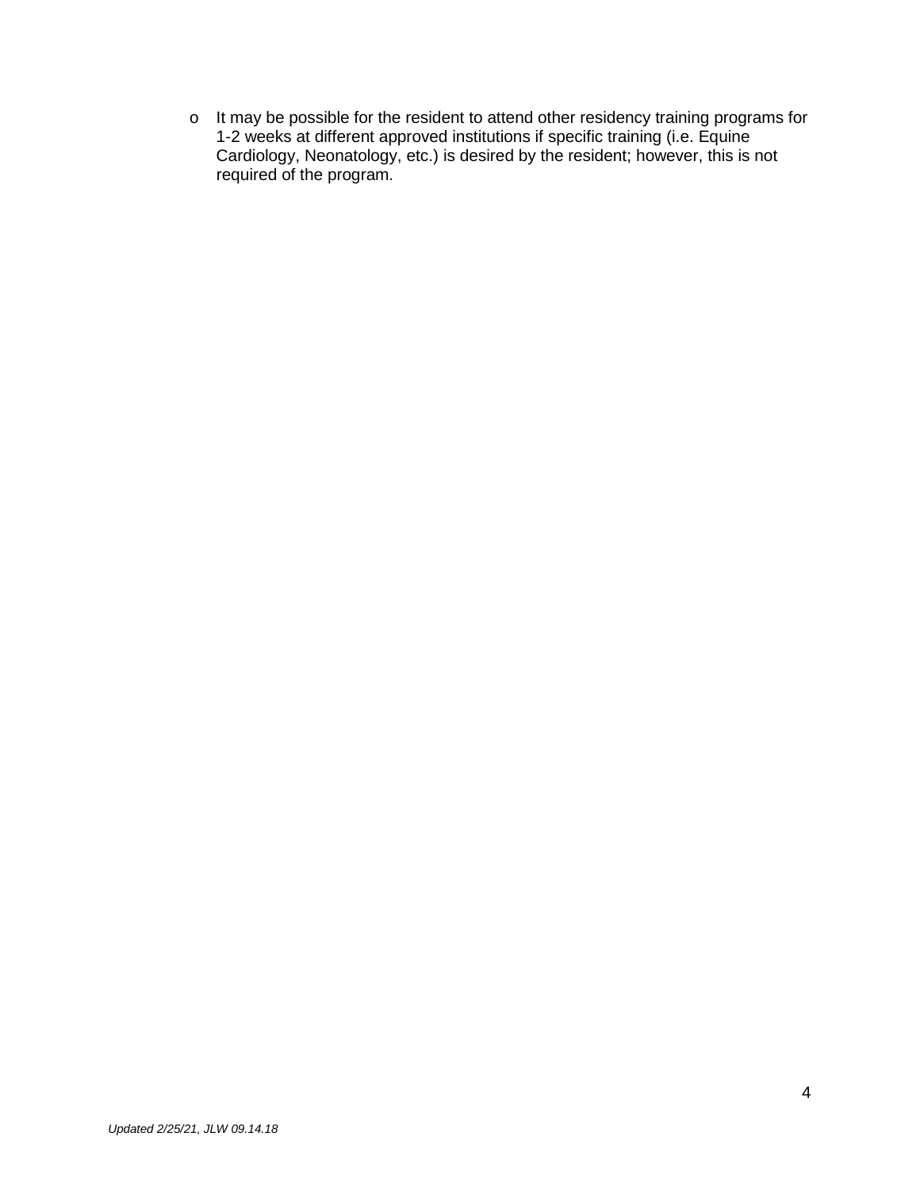- It may be possible for the resident to attend other residency training programs for 1-2 weeks at different approved institutions if specific training (i.e. Equine Cardiology, Neonatology, etc.) is desired by the resident; however, this is not required of the program.